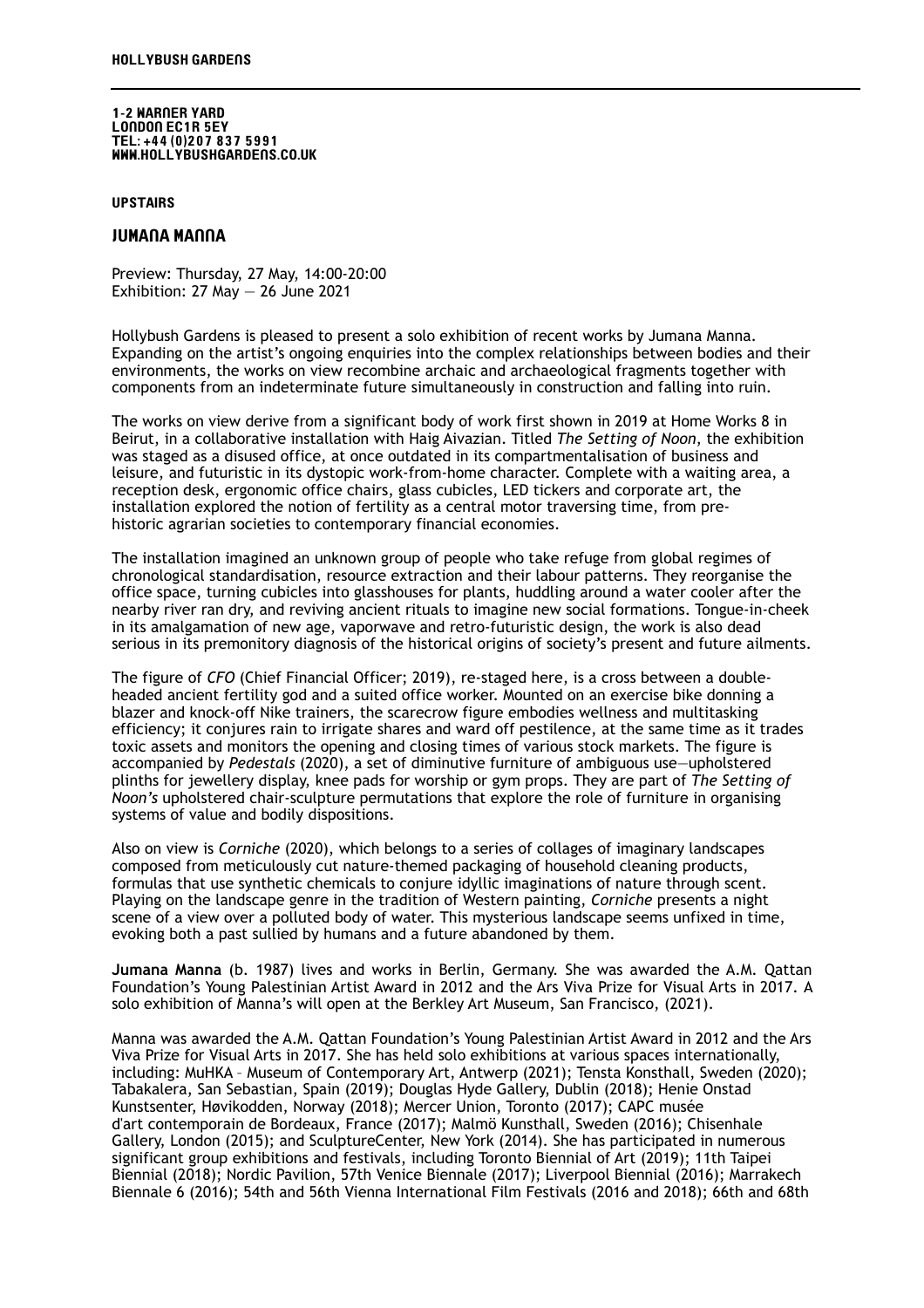HOLLYBUSH GARDENS

1-2 WARNER YARD
LONDON EC1R 5EY
TEL: +44 (0)207 837 5991
WWW.HOLLYBUSHGARDENS.CO.UK

UPSTAIRS

## JUMANA MANNA

Preview: Thursday, 27 May, 14:00-20:00
Exhibition: 27 May — 26 June 2021

Hollybush Gardens is pleased to present a solo exhibition of recent works by Jumana Manna. Expanding on the artist's ongoing enquiries into the complex relationships between bodies and their environments, the works on view recombine archaic and archaeological fragments together with components from an indeterminate future simultaneously in construction and falling into ruin.

The works on view derive from a significant body of work first shown in 2019 at Home Works 8 in Beirut, in a collaborative installation with Haig Aivazian. Titled *The Setting of Noon,* the exhibition was staged as a disused office, at once outdated in its compartmentalisation of business and leisure, and futuristic in its dystopic work-from-home character. Complete with a waiting area, a reception desk, ergonomic office chairs, glass cubicles, LED tickers and corporate art, the installation explored the notion of fertility as a central motor traversing time, from pre-historic agrarian societies to contemporary financial economies.

The installation imagined an unknown group of people who take refuge from global regimes of chronological standardisation, resource extraction and their labour patterns. They reorganise the office space, turning cubicles into glasshouses for plants, huddling around a water cooler after the nearby river ran dry, and reviving ancient rituals to imagine new social formations. Tongue-in-cheek in its amalgamation of new age, vaporwave and retro-futuristic design, the work is also dead serious in its premonitory diagnosis of the historical origins of society's present and future ailments.

The figure of *CFO* (Chief Financial Officer; 2019), re-staged here, is a cross between a double-headed ancient fertility god and a suited office worker. Mounted on an exercise bike donning a blazer and knock-off Nike trainers, the scarecrow figure embodies wellness and multitasking efficiency; it conjures rain to irrigate shares and ward off pestilence, at the same time as it trades toxic assets and monitors the opening and closing times of various stock markets. The figure is accompanied by *Pedestals* (2020), a set of diminutive furniture of ambiguous use—upholstered plinths for jewellery display, knee pads for worship or gym props. They are part of *The Setting of Noon's* upholstered chair-sculpture permutations that explore the role of furniture in organising systems of value and bodily dispositions.

Also on view is *Corniche* (2020), which belongs to a series of collages of imaginary landscapes composed from meticulously cut nature-themed packaging of household cleaning products, formulas that use synthetic chemicals to conjure idyllic imaginations of nature through scent. Playing on the landscape genre in the tradition of Western painting, *Corniche* presents a night scene of a view over a polluted body of water. This mysterious landscape seems unfixed in time, evoking both a past sullied by humans and a future abandoned by them.

**Jumana Manna** (b. 1987) lives and works in Berlin, Germany. She was awarded the A.M. Qattan Foundation's Young Palestinian Artist Award in 2012 and the Ars Viva Prize for Visual Arts in 2017. A solo exhibition of Manna's will open at the Berkley Art Museum, San Francisco, (2021).

Manna was awarded the A.M. Qattan Foundation's Young Palestinian Artist Award in 2012 and the Ars Viva Prize for Visual Arts in 2017. She has held solo exhibitions at various spaces internationally, including: MuHKA – Museum of Contemporary Art, Antwerp (2021); Tensta Konsthall, Sweden (2020); Tabakalera, San Sebastian, Spain (2019); Douglas Hyde Gallery, Dublin (2018); Henie Onstad Kunstsenter, Høvikodden, Norway (2018); Mercer Union, Toronto (2017); CAPC musée d'art contemporain de Bordeaux, France (2017); Malmö Kunsthall, Sweden (2016); Chisenhale Gallery, London (2015); and SculptureCenter, New York (2014). She has participated in numerous significant group exhibitions and festivals, including Toronto Biennial of Art (2019); 11th Taipei Biennial (2018); Nordic Pavilion, 57th Venice Biennale (2017); Liverpool Biennial (2016); Marrakech Biennale 6 (2016); 54th and 56th Vienna International Film Festivals (2016 and 2018); 66th and 68th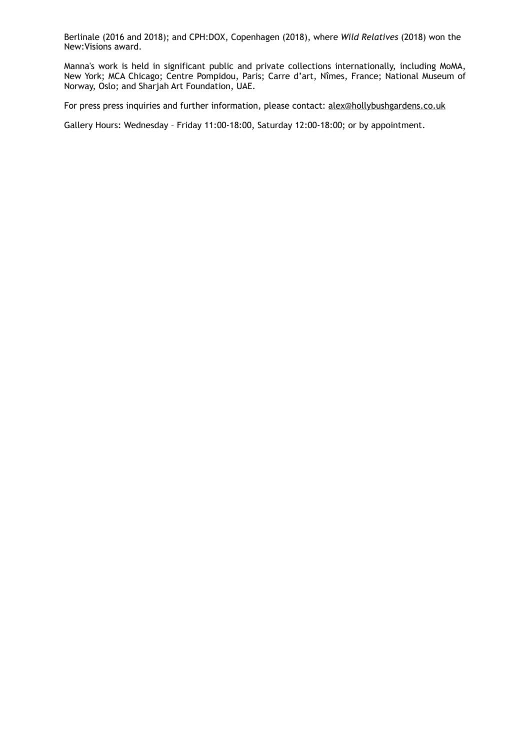Berlinale (2016 and 2018); and CPH:DOX, Copenhagen (2018), where *Wild Relatives* (2018) won the New:Visions award.

Manna's work is held in significant public and private collections internationally, including MoMA, New York; MCA Chicago; Centre Pompidou, Paris; Carre d'art, Nîmes, France; National Museum of Norway, Oslo; and Sharjah Art Foundation, UAE.

For press press inquiries and further information, please contact: alex@hollybushgardens.co.uk

Gallery Hours: Wednesday – Friday 11:00-18:00, Saturday 12:00-18:00; or by appointment.